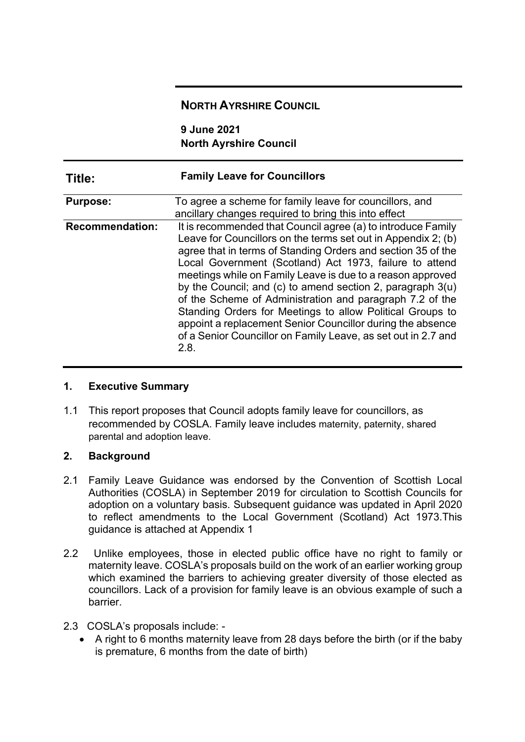**NORTH AYRSHIRE COUNCIL**

**9 June 2021**
**North Ayrshire Council**

| | |
|---|---|
| **Title:** | **Family Leave for Councillors** |
| **Purpose:** | To agree a scheme for family leave for councillors, and ancillary changes required to bring this into effect |
| **Recommendation:** | It is recommended that Council agree (a) to introduce Family Leave for Councillors on the terms set out in Appendix 2; (b) agree that in terms of Standing Orders and section 35 of the Local Government (Scotland) Act 1973, failure to attend meetings while on Family Leave is due to a reason approved by the Council; and (c) to amend section 2, paragraph 3(u) of the Scheme of Administration and paragraph 7.2 of the Standing Orders for Meetings to allow Political Groups to appoint a replacement Senior Councillor during the absence of a Senior Councillor on Family Leave, as set out in 2.7 and 2.8. |

## 1. Executive Summary

1.1 This report proposes that Council adopts family leave for councillors, as recommended by COSLA. Family leave includes maternity, paternity, shared parental and adoption leave.

## 2. Background

2.1 Family Leave Guidance was endorsed by the Convention of Scottish Local Authorities (COSLA) in September 2019 for circulation to Scottish Councils for adoption on a voluntary basis. Subsequent guidance was updated in April 2020 to reflect amendments to the Local Government (Scotland) Act 1973.This guidance is attached at Appendix 1

2.2 Unlike employees, those in elected public office have no right to family or maternity leave. COSLA's proposals build on the work of an earlier working group which examined the barriers to achieving greater diversity of those elected as councillors. Lack of a provision for family leave is an obvious example of such a barrier.

2.3 COSLA's proposals include: -

- A right to 6 months maternity leave from 28 days before the birth (or if the baby is premature, 6 months from the date of birth)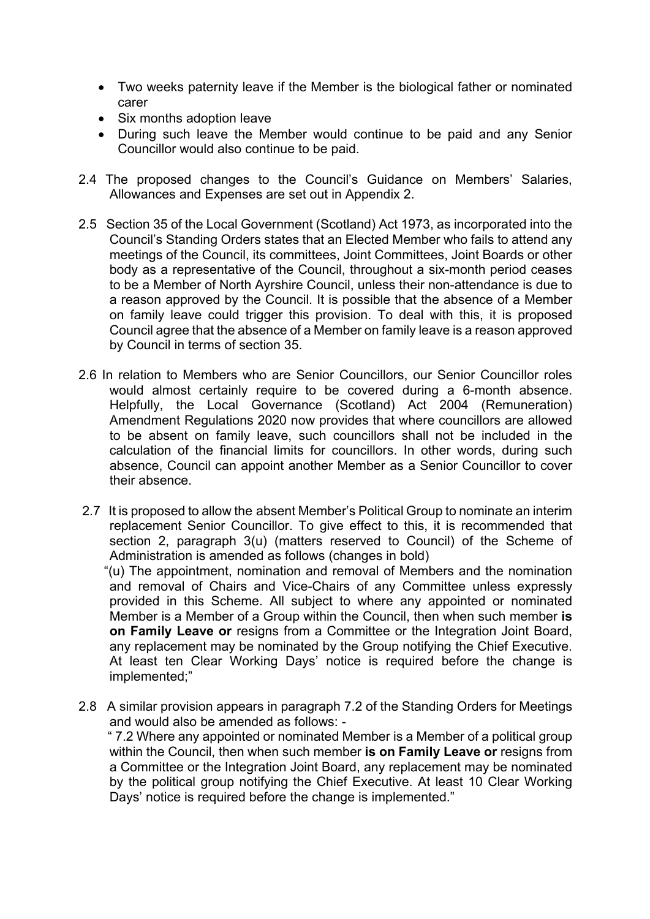- Two weeks paternity leave if the Member is the biological father or nominated carer
- Six months adoption leave
- During such leave the Member would continue to be paid and any Senior Councillor would also continue to be paid.

2.4 The proposed changes to the Council's Guidance on Members' Salaries, Allowances and Expenses are set out in Appendix 2.

2.5 Section 35 of the Local Government (Scotland) Act 1973, as incorporated into the Council's Standing Orders states that an Elected Member who fails to attend any meetings of the Council, its committees, Joint Committees, Joint Boards or other body as a representative of the Council, throughout a six-month period ceases to be a Member of North Ayrshire Council, unless their non-attendance is due to a reason approved by the Council. It is possible that the absence of a Member on family leave could trigger this provision. To deal with this, it is proposed Council agree that the absence of a Member on family leave is a reason approved by Council in terms of section 35.

2.6 In relation to Members who are Senior Councillors, our Senior Councillor roles would almost certainly require to be covered during a 6-month absence. Helpfully, the Local Governance (Scotland) Act 2004 (Remuneration) Amendment Regulations 2020 now provides that where councillors are allowed to be absent on family leave, such councillors shall not be included in the calculation of the financial limits for councillors. In other words, during such absence, Council can appoint another Member as a Senior Councillor to cover their absence.

2.7 It is proposed to allow the absent Member's Political Group to nominate an interim replacement Senior Councillor. To give effect to this, it is recommended that section 2, paragraph 3(u) (matters reserved to Council) of the Scheme of Administration is amended as follows (changes in bold)

"(u) The appointment, nomination and removal of Members and the nomination and removal of Chairs and Vice-Chairs of any Committee unless expressly provided in this Scheme. All subject to where any appointed or nominated Member is a Member of a Group within the Council, then when such member **is on Family Leave or** resigns from a Committee or the Integration Joint Board, any replacement may be nominated by the Group notifying the Chief Executive. At least ten Clear Working Days' notice is required before the change is implemented;"

2.8 A similar provision appears in paragraph 7.2 of the Standing Orders for Meetings and would also be amended as follows: -

" 7.2 Where any appointed or nominated Member is a Member of a political group within the Council, then when such member **is on Family Leave or** resigns from a Committee or the Integration Joint Board, any replacement may be nominated by the political group notifying the Chief Executive. At least 10 Clear Working Days' notice is required before the change is implemented."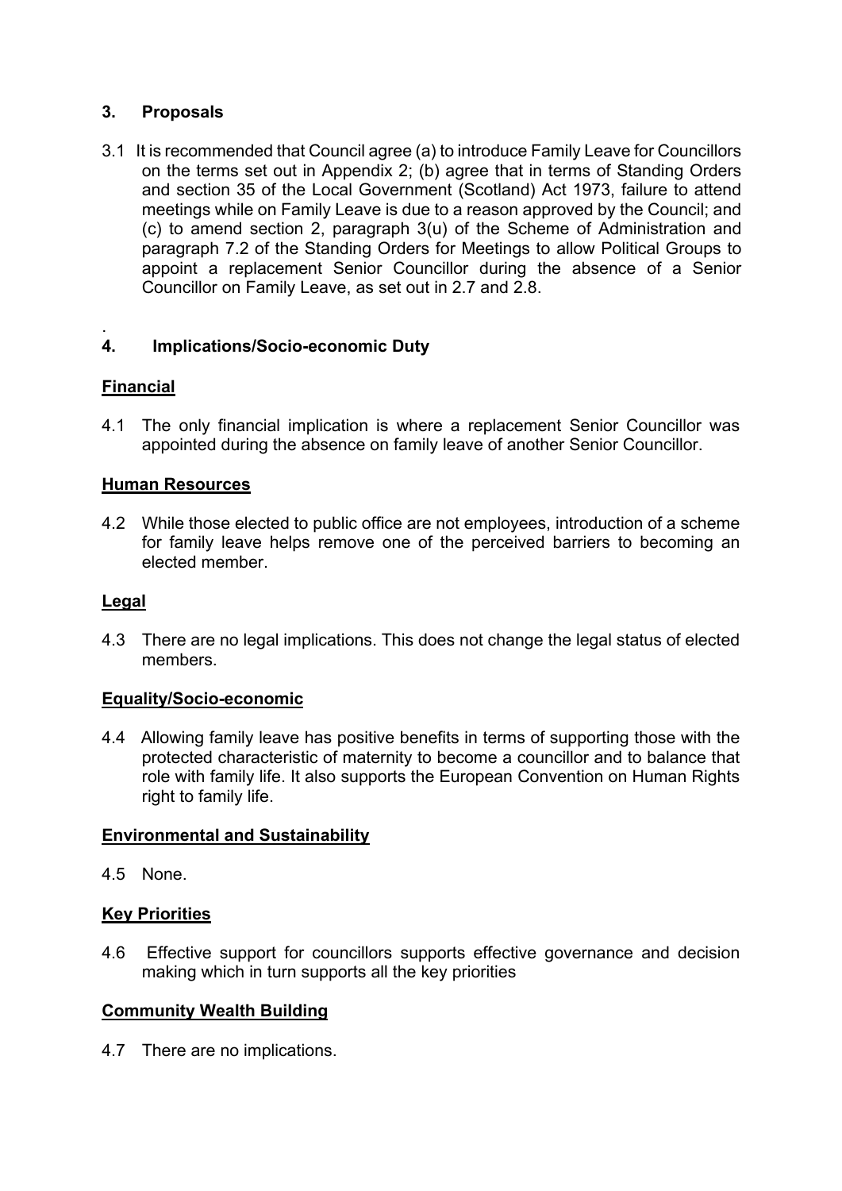## 3. Proposals

3.1 It is recommended that Council agree (a) to introduce Family Leave for Councillors on the terms set out in Appendix 2; (b) agree that in terms of Standing Orders and section 35 of the Local Government (Scotland) Act 1973, failure to attend meetings while on Family Leave is due to a reason approved by the Council; and (c) to amend section 2, paragraph 3(u) of the Scheme of Administration and paragraph 7.2 of the Standing Orders for Meetings to allow Political Groups to appoint a replacement Senior Councillor during the absence of a Senior Councillor on Family Leave, as set out in 2.7 and 2.8.

.

## 4. Implications/Socio-economic Duty

**Financial**

4.1 The only financial implication is where a replacement Senior Councillor was appointed during the absence on family leave of another Senior Councillor.

**Human Resources**

4.2 While those elected to public office are not employees, introduction of a scheme for family leave helps remove one of the perceived barriers to becoming an elected member.

**Legal**

4.3 There are no legal implications. This does not change the legal status of elected members.

**Equality/Socio-economic**

4.4 Allowing family leave has positive benefits in terms of supporting those with the protected characteristic of maternity to become a councillor and to balance that role with family life. It also supports the European Convention on Human Rights right to family life.

**Environmental and Sustainability**

4.5 None.

**Key Priorities**

4.6 Effective support for councillors supports effective governance and decision making which in turn supports all the key priorities

**Community Wealth Building**

4.7 There are no implications.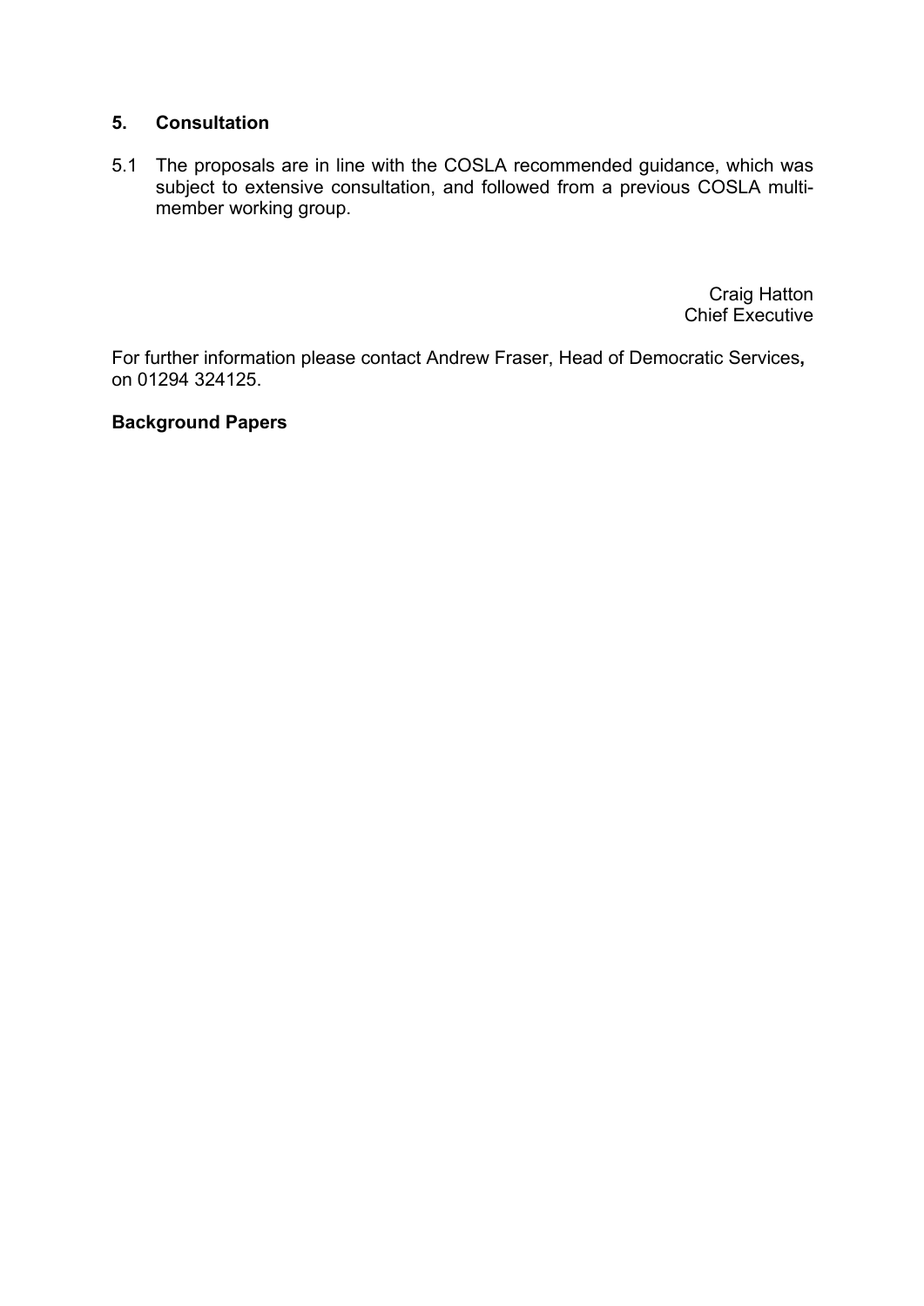## 5. Consultation

5.1 The proposals are in line with the COSLA recommended guidance, which was subject to extensive consultation, and followed from a previous COSLA multi-member working group.

Craig Hatton
Chief Executive

For further information please contact Andrew Fraser, Head of Democratic Services**,** on 01294 324125.

**Background Papers**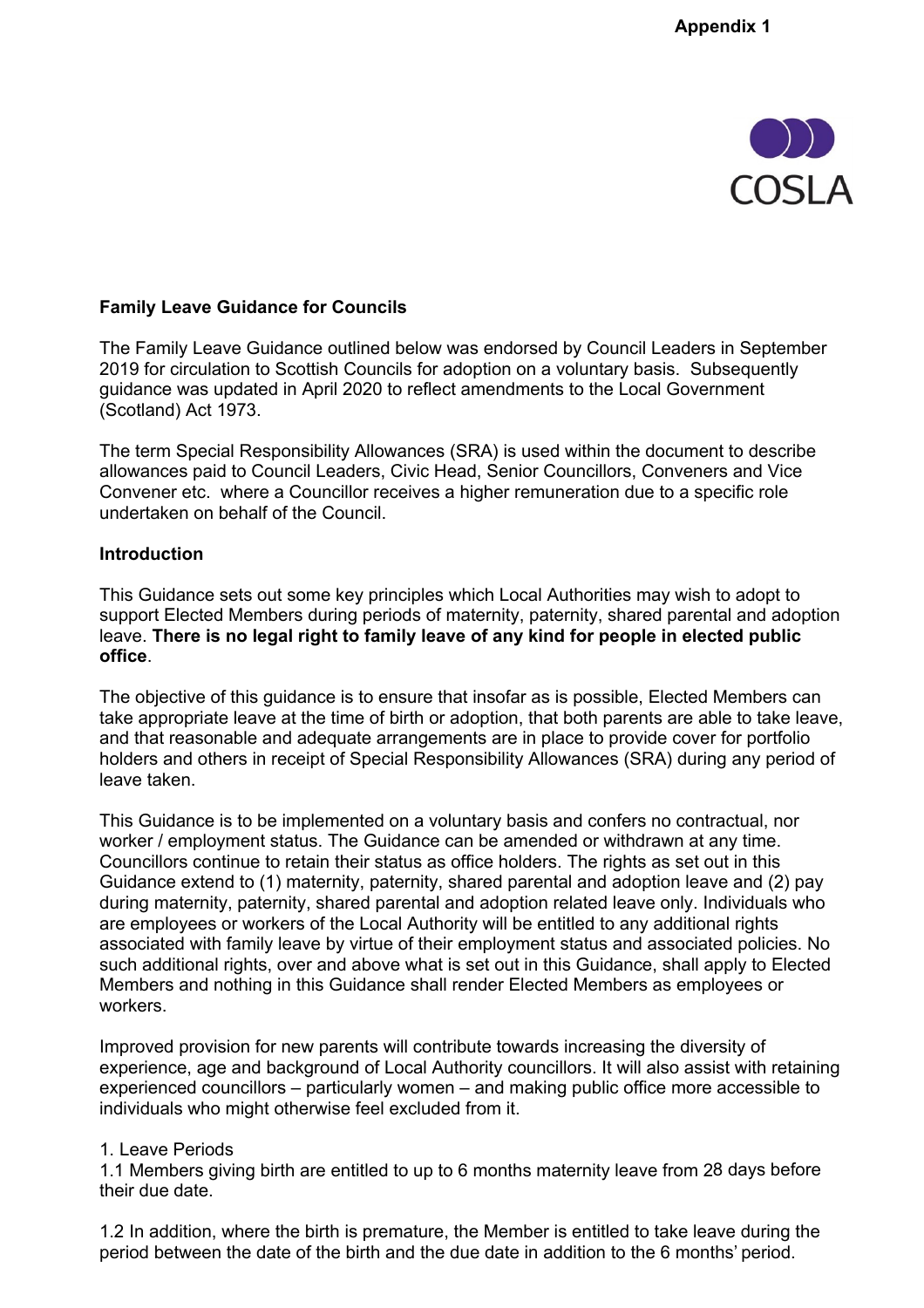**Appendix 1**

COSLA

**Family Leave Guidance for Councils**

The Family Leave Guidance outlined below was endorsed by Council Leaders in September 2019 for circulation to Scottish Councils for adoption on a voluntary basis. Subsequently guidance was updated in April 2020 to reflect amendments to the Local Government (Scotland) Act 1973.

The term Special Responsibility Allowances (SRA) is used within the document to describe allowances paid to Council Leaders, Civic Head, Senior Councillors, Conveners and Vice Convener etc. where a Councillor receives a higher remuneration due to a specific role undertaken on behalf of the Council.

**Introduction**

This Guidance sets out some key principles which Local Authorities may wish to adopt to support Elected Members during periods of maternity, paternity, shared parental and adoption leave. **There is no legal right to family leave of any kind for people in elected public office**.

The objective of this guidance is to ensure that insofar as is possible, Elected Members can take appropriate leave at the time of birth or adoption, that both parents are able to take leave, and that reasonable and adequate arrangements are in place to provide cover for portfolio holders and others in receipt of Special Responsibility Allowances (SRA) during any period of leave taken.

This Guidance is to be implemented on a voluntary basis and confers no contractual, nor worker / employment status. The Guidance can be amended or withdrawn at any time. Councillors continue to retain their status as office holders. The rights as set out in this Guidance extend to (1) maternity, paternity, shared parental and adoption leave and (2) pay during maternity, paternity, shared parental and adoption related leave only. Individuals who are employees or workers of the Local Authority will be entitled to any additional rights associated with family leave by virtue of their employment status and associated policies. No such additional rights, over and above what is set out in this Guidance, shall apply to Elected Members and nothing in this Guidance shall render Elected Members as employees or workers.

Improved provision for new parents will contribute towards increasing the diversity of experience, age and background of Local Authority councillors. It will also assist with retaining experienced councillors – particularly women – and making public office more accessible to individuals who might otherwise feel excluded from it.

1. Leave Periods

1.1 Members giving birth are entitled to up to 6 months maternity leave from 28 days before their due date.

1.2 In addition, where the birth is premature, the Member is entitled to take leave during the period between the date of the birth and the due date in addition to the 6 months' period.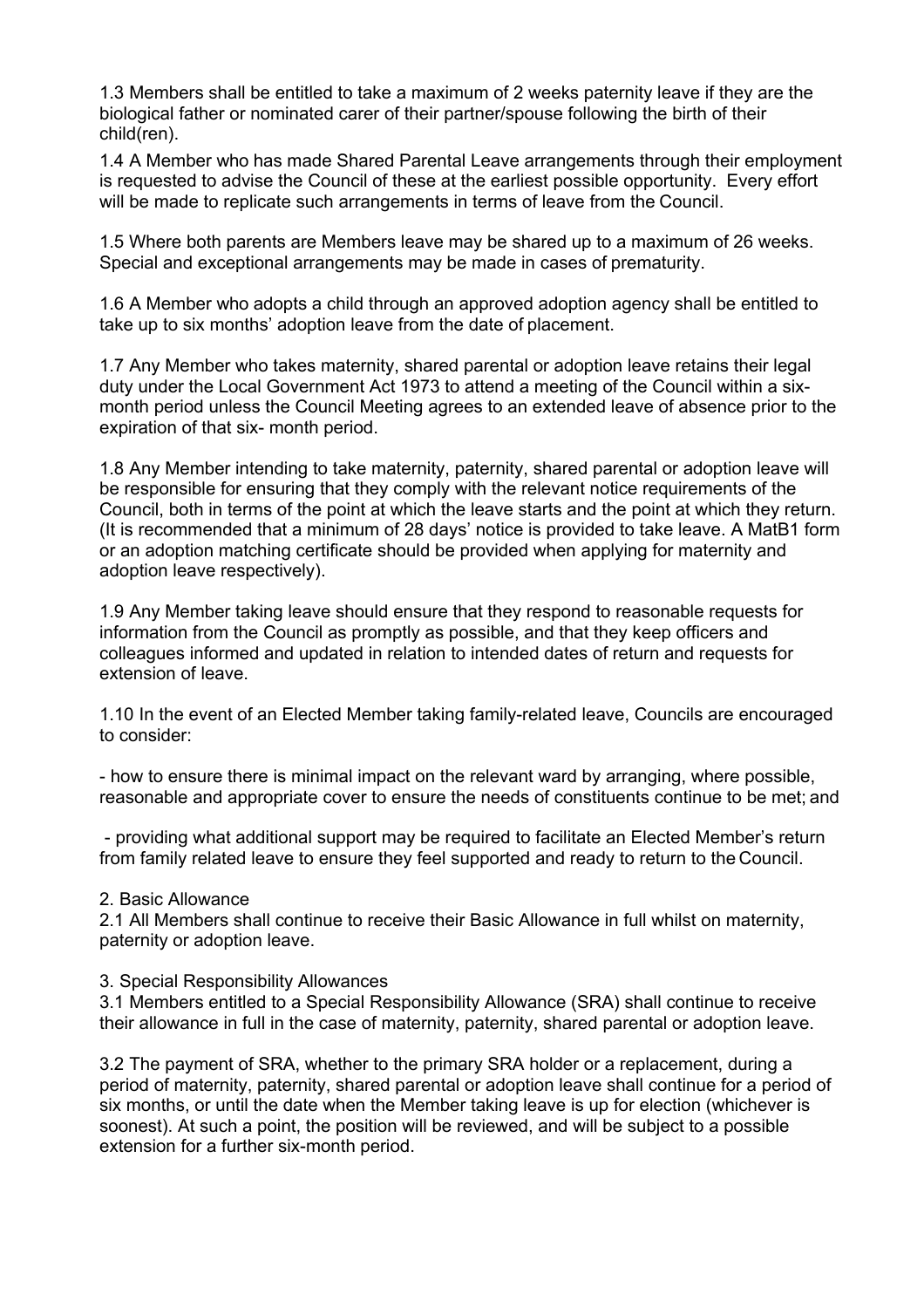1.3 Members shall be entitled to take a maximum of 2 weeks paternity leave if they are the biological father or nominated carer of their partner/spouse following the birth of their child(ren).

1.4 A Member who has made Shared Parental Leave arrangements through their employment is requested to advise the Council of these at the earliest possible opportunity. Every effort will be made to replicate such arrangements in terms of leave from the Council.

1.5 Where both parents are Members leave may be shared up to a maximum of 26 weeks. Special and exceptional arrangements may be made in cases of prematurity.

1.6 A Member who adopts a child through an approved adoption agency shall be entitled to take up to six months' adoption leave from the date of placement.

1.7 Any Member who takes maternity, shared parental or adoption leave retains their legal duty under the Local Government Act 1973 to attend a meeting of the Council within a six-month period unless the Council Meeting agrees to an extended leave of absence prior to the expiration of that six- month period.

1.8 Any Member intending to take maternity, paternity, shared parental or adoption leave will be responsible for ensuring that they comply with the relevant notice requirements of the Council, both in terms of the point at which the leave starts and the point at which they return. (It is recommended that a minimum of 28 days' notice is provided to take leave. A MatB1 form or an adoption matching certificate should be provided when applying for maternity and adoption leave respectively).

1.9 Any Member taking leave should ensure that they respond to reasonable requests for information from the Council as promptly as possible, and that they keep officers and colleagues informed and updated in relation to intended dates of return and requests for extension of leave.

1.10 In the event of an Elected Member taking family-related leave, Councils are encouraged to consider:

- how to ensure there is minimal impact on the relevant ward by arranging, where possible, reasonable and appropriate cover to ensure the needs of constituents continue to be met; and

- providing what additional support may be required to facilitate an Elected Member's return from family related leave to ensure they feel supported and ready to return to the Council.

2. Basic Allowance

2.1 All Members shall continue to receive their Basic Allowance in full whilst on maternity, paternity or adoption leave.

3. Special Responsibility Allowances

3.1 Members entitled to a Special Responsibility Allowance (SRA) shall continue to receive their allowance in full in the case of maternity, paternity, shared parental or adoption leave.

3.2 The payment of SRA, whether to the primary SRA holder or a replacement, during a period of maternity, paternity, shared parental or adoption leave shall continue for a period of six months, or until the date when the Member taking leave is up for election (whichever is soonest). At such a point, the position will be reviewed, and will be subject to a possible extension for a further six-month period.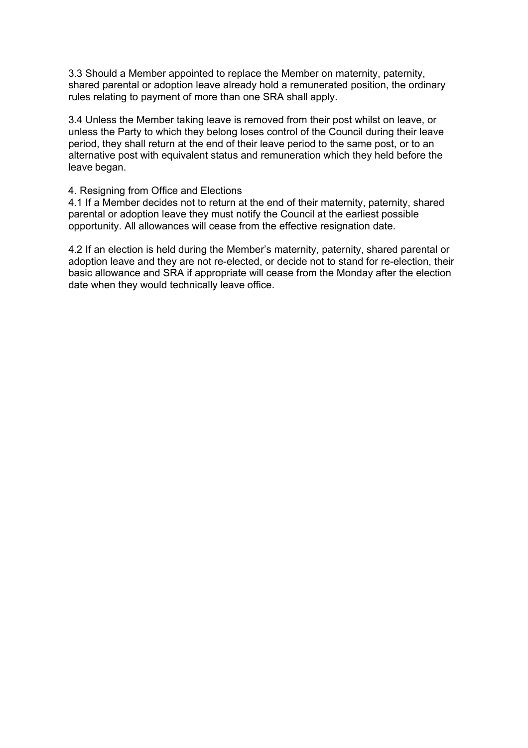3.3 Should a Member appointed to replace the Member on maternity, paternity, shared parental or adoption leave already hold a remunerated position, the ordinary rules relating to payment of more than one SRA shall apply.

3.4 Unless the Member taking leave is removed from their post whilst on leave, or unless the Party to which they belong loses control of the Council during their leave period, they shall return at the end of their leave period to the same post, or to an alternative post with equivalent status and remuneration which they held before the leave began.

4. Resigning from Office and Elections

4.1 If a Member decides not to return at the end of their maternity, paternity, shared parental or adoption leave they must notify the Council at the earliest possible opportunity. All allowances will cease from the effective resignation date.

4.2 If an election is held during the Member's maternity, paternity, shared parental or adoption leave and they are not re-elected, or decide not to stand for re-election, their basic allowance and SRA if appropriate will cease from the Monday after the election date when they would technically leave office.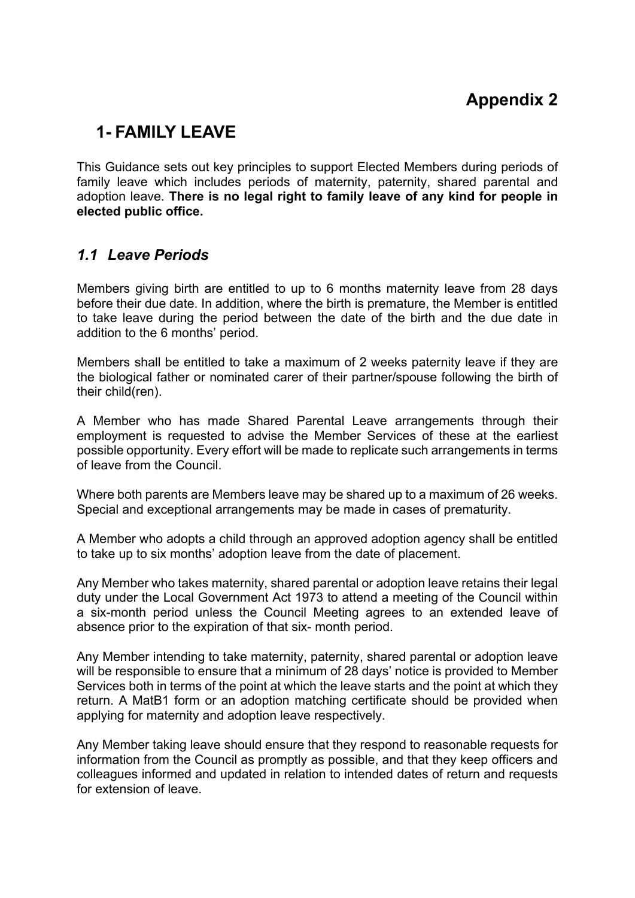# Appendix 2

## 1- FAMILY LEAVE

This Guidance sets out key principles to support Elected Members during periods of family leave which includes periods of maternity, paternity, shared parental and adoption leave. **There is no legal right to family leave of any kind for people in elected public office.**

### *1.1 Leave Periods*

Members giving birth are entitled to up to 6 months maternity leave from 28 days before their due date. In addition, where the birth is premature, the Member is entitled to take leave during the period between the date of the birth and the due date in addition to the 6 months' period.

Members shall be entitled to take a maximum of 2 weeks paternity leave if they are the biological father or nominated carer of their partner/spouse following the birth of their child(ren).

A Member who has made Shared Parental Leave arrangements through their employment is requested to advise the Member Services of these at the earliest possible opportunity. Every effort will be made to replicate such arrangements in terms of leave from the Council.

Where both parents are Members leave may be shared up to a maximum of 26 weeks. Special and exceptional arrangements may be made in cases of prematurity.

A Member who adopts a child through an approved adoption agency shall be entitled to take up to six months' adoption leave from the date of placement.

Any Member who takes maternity, shared parental or adoption leave retains their legal duty under the Local Government Act 1973 to attend a meeting of the Council within a six-month period unless the Council Meeting agrees to an extended leave of absence prior to the expiration of that six- month period.

Any Member intending to take maternity, paternity, shared parental or adoption leave will be responsible to ensure that a minimum of 28 days' notice is provided to Member Services both in terms of the point at which the leave starts and the point at which they return. A MatB1 form or an adoption matching certificate should be provided when applying for maternity and adoption leave respectively.

Any Member taking leave should ensure that they respond to reasonable requests for information from the Council as promptly as possible, and that they keep officers and colleagues informed and updated in relation to intended dates of return and requests for extension of leave.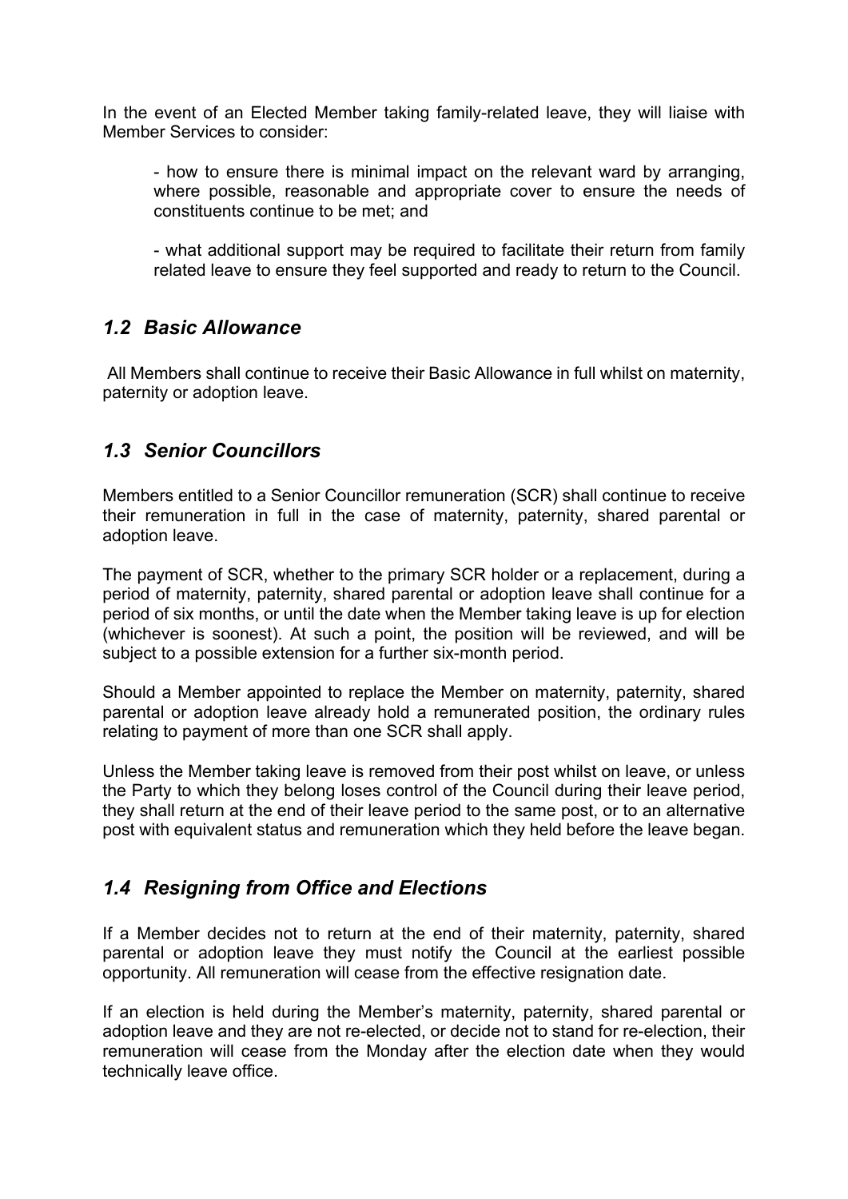In the event of an Elected Member taking family-related leave, they will liaise with Member Services to consider:

- how to ensure there is minimal impact on the relevant ward by arranging, where possible, reasonable and appropriate cover to ensure the needs of constituents continue to be met; and

- what additional support may be required to facilitate their return from family related leave to ensure they feel supported and ready to return to the Council.

## *1.2 Basic Allowance*

All Members shall continue to receive their Basic Allowance in full whilst on maternity, paternity or adoption leave.

## *1.3 Senior Councillors*

Members entitled to a Senior Councillor remuneration (SCR) shall continue to receive their remuneration in full in the case of maternity, paternity, shared parental or adoption leave.

The payment of SCR, whether to the primary SCR holder or a replacement, during a period of maternity, paternity, shared parental or adoption leave shall continue for a period of six months, or until the date when the Member taking leave is up for election (whichever is soonest). At such a point, the position will be reviewed, and will be subject to a possible extension for a further six-month period.

Should a Member appointed to replace the Member on maternity, paternity, shared parental or adoption leave already hold a remunerated position, the ordinary rules relating to payment of more than one SCR shall apply.

Unless the Member taking leave is removed from their post whilst on leave, or unless the Party to which they belong loses control of the Council during their leave period, they shall return at the end of their leave period to the same post, or to an alternative post with equivalent status and remuneration which they held before the leave began.

## *1.4 Resigning from Office and Elections*

If a Member decides not to return at the end of their maternity, paternity, shared parental or adoption leave they must notify the Council at the earliest possible opportunity. All remuneration will cease from the effective resignation date.

If an election is held during the Member's maternity, paternity, shared parental or adoption leave and they are not re-elected, or decide not to stand for re-election, their remuneration will cease from the Monday after the election date when they would technically leave office.